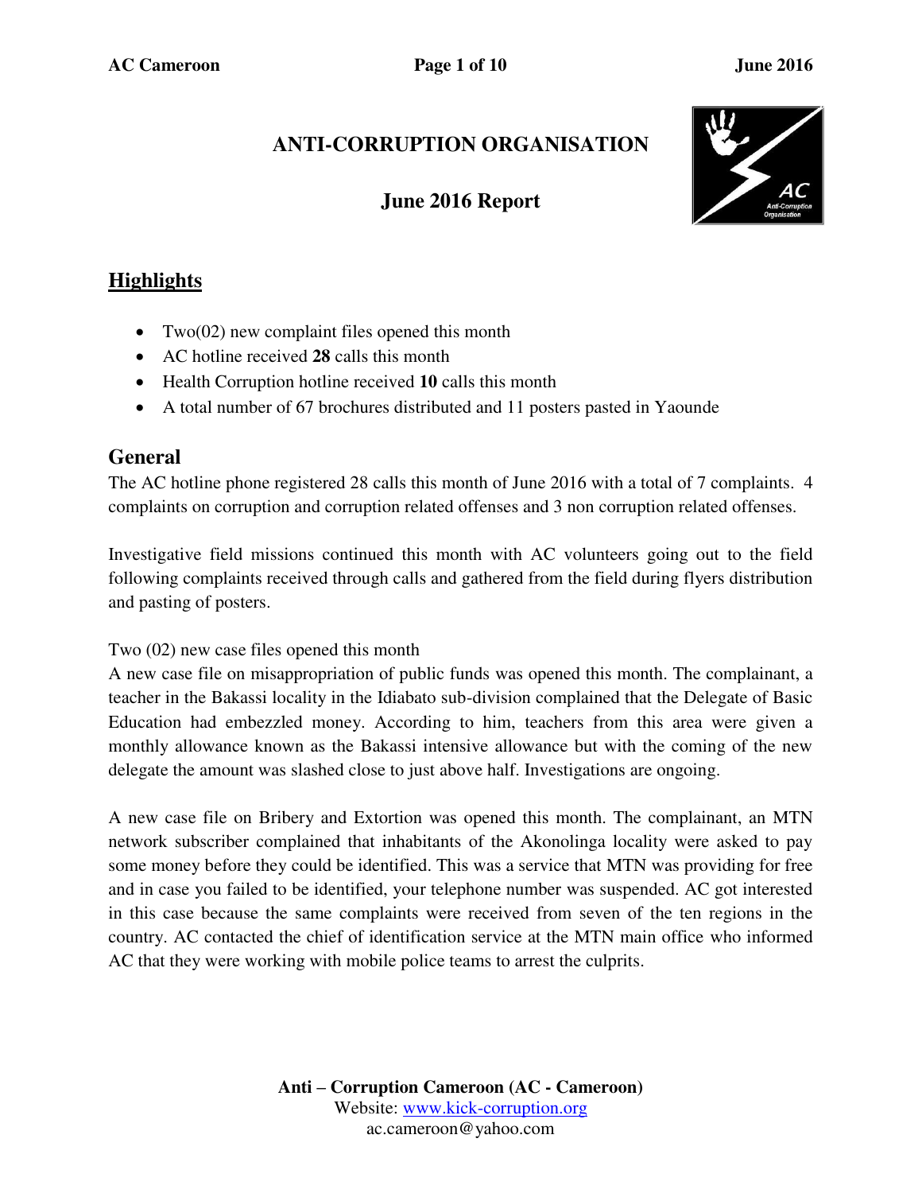# ANTI-CORRUPTION ORGANISATION

## June 2016 Report

## Highlights

- Two(02) new complaint files opened this month
- AC hotline received **28** calls this month
- Health Corruption hotline received **10** calls this month
- A total number of 67 brochures distributed and 11 posters pasted in Yaounde

## General

The AC hotline phone registered 28 calls this month of June 2016 with a total of 7 complaints. 4 complaints on corruption and corruption related offenses and 3 non corruption related offenses.

Investigative field missions continued this month with AC volunteers going out to the field following complaints received through calls and gathered from the field during flyers distribution and pasting of posters.

Two (02) new case files opened this month

A new case file on misappropriation of public funds was opened this month. The complainant, a teacher in the Bakassi locality in the Idiabato sub-division complained that the Delegate of Basic Education had embezzled money. According to him, teachers from this area were given a monthly allowance known as the Bakassi intensive allowance but with the coming of the new delegate the amount was slashed close to just above half. Investigations are ongoing.

A new case file on Bribery and Extortion was opened this month. The complainant, an MTN network subscriber complained that inhabitants of the Akonolinga locality were asked to pay some money before they could be identified. This was a service that MTN was providing for free and in case you failed to be identified, your telephone number was suspended. AC got interested in this case because the same complaints were received from seven of the ten regions in the country. AC contacted the chief of identification service at the MTN main office who informed AC that they were working with mobile police teams to arrest the culprits.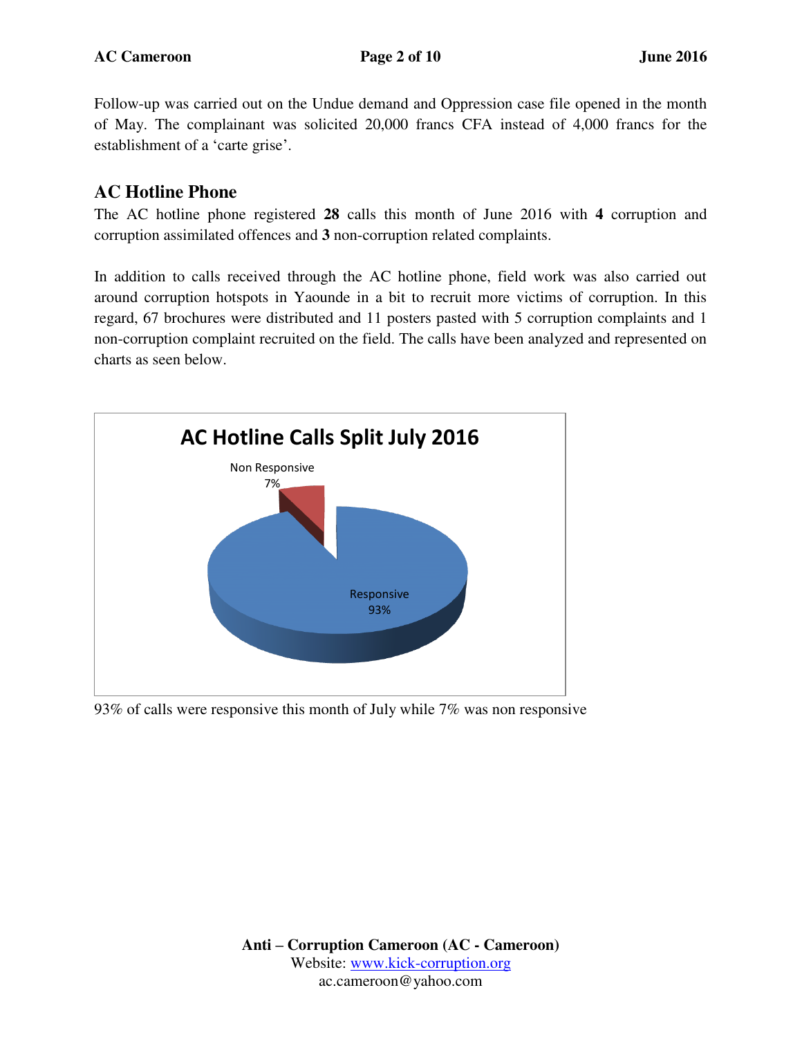Follow-up was carried out on the Undue demand and Oppression case file opened in the month of May. The complainant was solicited 20,000 francs CFA instead of 4,000 francs for the establishment of a 'carte grise'.

## AC Hotline Phone

The AC hotline phone registered **28** calls this month of June 2016 with **4** corruption and corruption assimilated offences and **3** non-corruption related complaints.

In addition to calls received through the AC hotline phone, field work was also carried out around corruption hotspots in Yaounde in a bit to recruit more victims of corruption. In this regard, 67 brochures were distributed and 11 posters pasted with 5 corruption complaints and 1 non-corruption complaint recruited on the field. The calls have been analyzed and represented on charts as seen below.

**AC Hotline Calls Split July 2016**

| Category | Percentage |
| --- | --- |
| Responsive | 93% |
| Non Responsive | 7% |

93% of calls were responsive this month of July while 7% was non responsive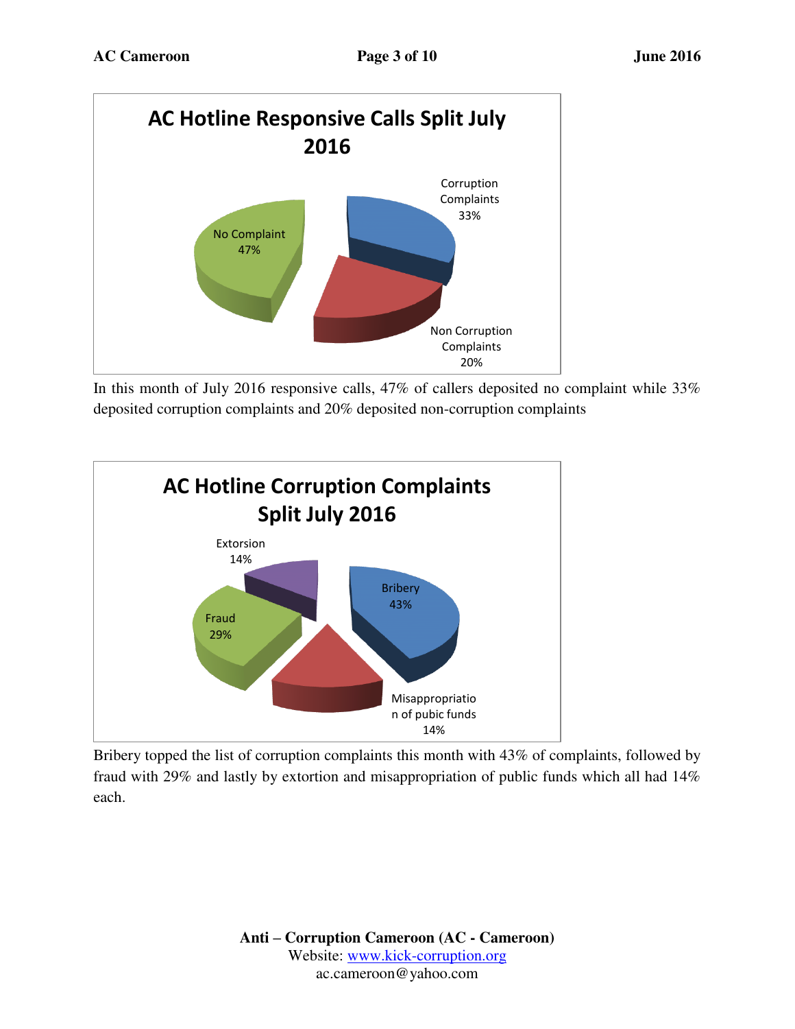**AC Hotline Responsive Calls Split July 2016**

- Corruption Complaints 33%
- Non Corruption Complaints 20%
- No Complaint 47%

In this month of July 2016 responsive calls, 47% of callers deposited no complaint while 33% deposited corruption complaints and 20% deposited non-corruption complaints

**AC Hotline Corruption Complaints Split July 2016**

- Bribery 43%
- Misappropriation of pubic funds 14%
- Fraud 29%
- Extorsion 14%

Bribery topped the list of corruption complaints this month with 43% of complaints, followed by fraud with 29% and lastly by extortion and misappropriation of public funds which all had 14% each.

**Anti – Corruption Cameroon (AC - Cameroon)**
Website: [www.kick-corruption.org](http://www.kick-corruption.org)
ac.cameroon@yahoo.com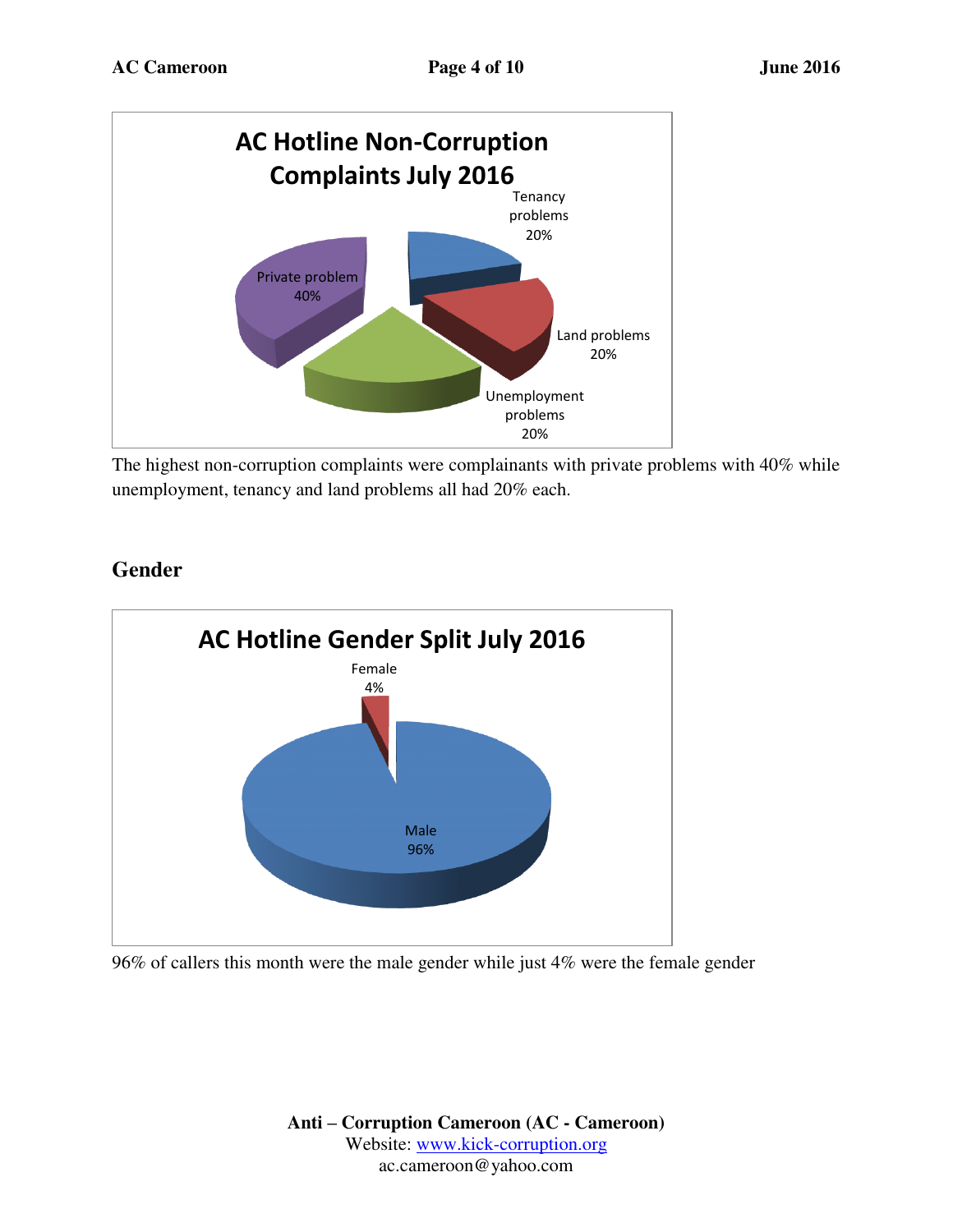**AC Hotline Non-Corruption Complaints July 2016**

| Category | Percentage |
|---|---|
| Private problem | 40% |
| Tenancy problems | 20% |
| Land problems | 20% |
| Unemployment problems | 20% |

The highest non-corruption complaints were complainants with private problems with 40% while unemployment, tenancy and land problems all had 20% each.

## Gender

**AC Hotline Gender Split July 2016**

| Gender | Percentage |
|---|---|
| Male | 96% |
| Female | 4% |

96% of callers this month were the male gender while just 4% were the female gender

**Anti – Corruption Cameroon (AC - Cameroon)**
Website: www.kick-corruption.org
ac.cameroon@yahoo.com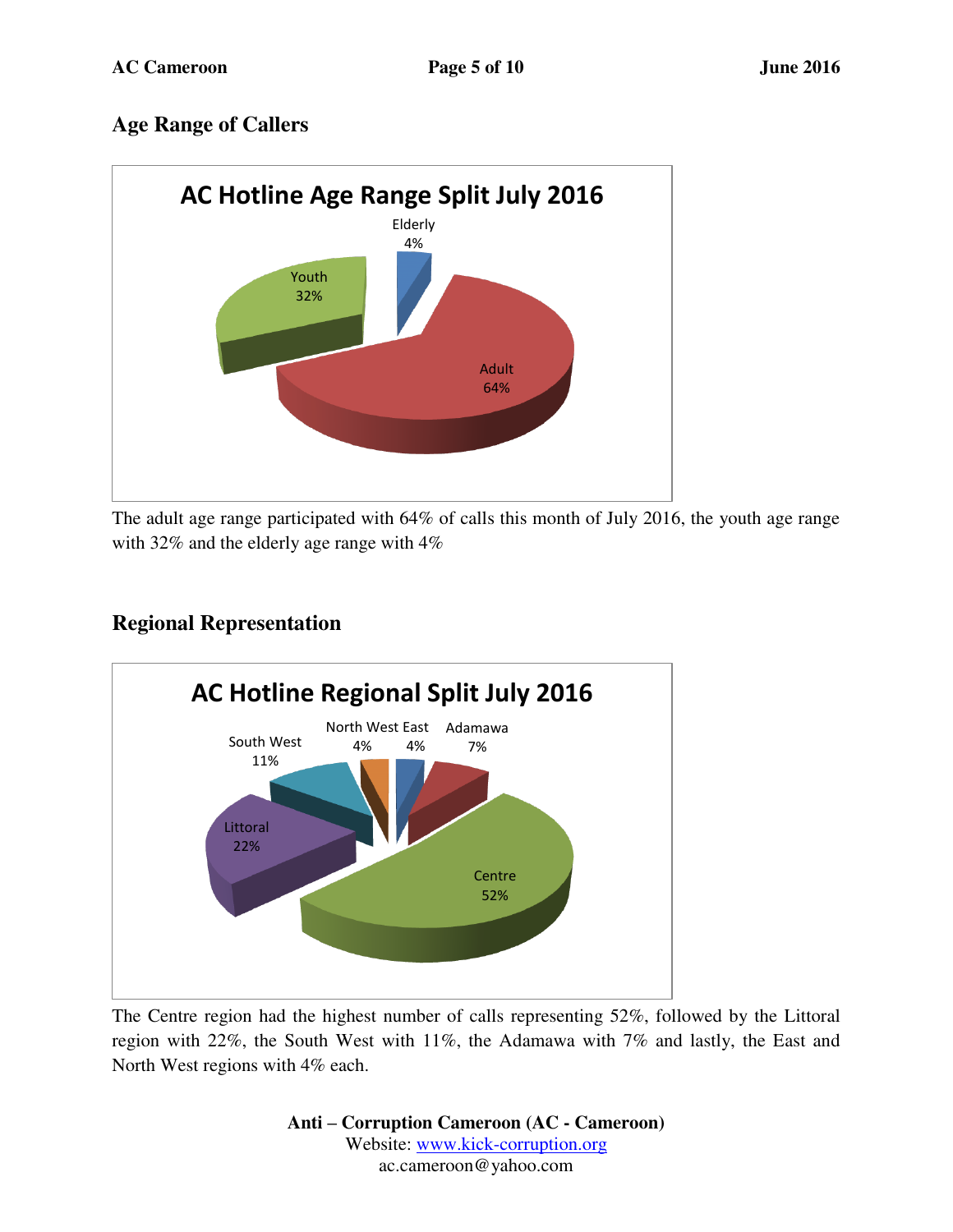## Age Range of Callers

The adult age range participated with 64% of calls this month of July 2016, the youth age range with 32% and the elderly age range with 4%

## Regional Representation

The Centre region had the highest number of calls representing 52%, followed by the Littoral region with 22%, the South West with 11%, the Adamawa with 7% and lastly, the East and North West regions with 4% each.

**Anti – Corruption Cameroon (AC - Cameroon)**
Website: www.kick-corruption.org
ac.cameroon@yahoo.com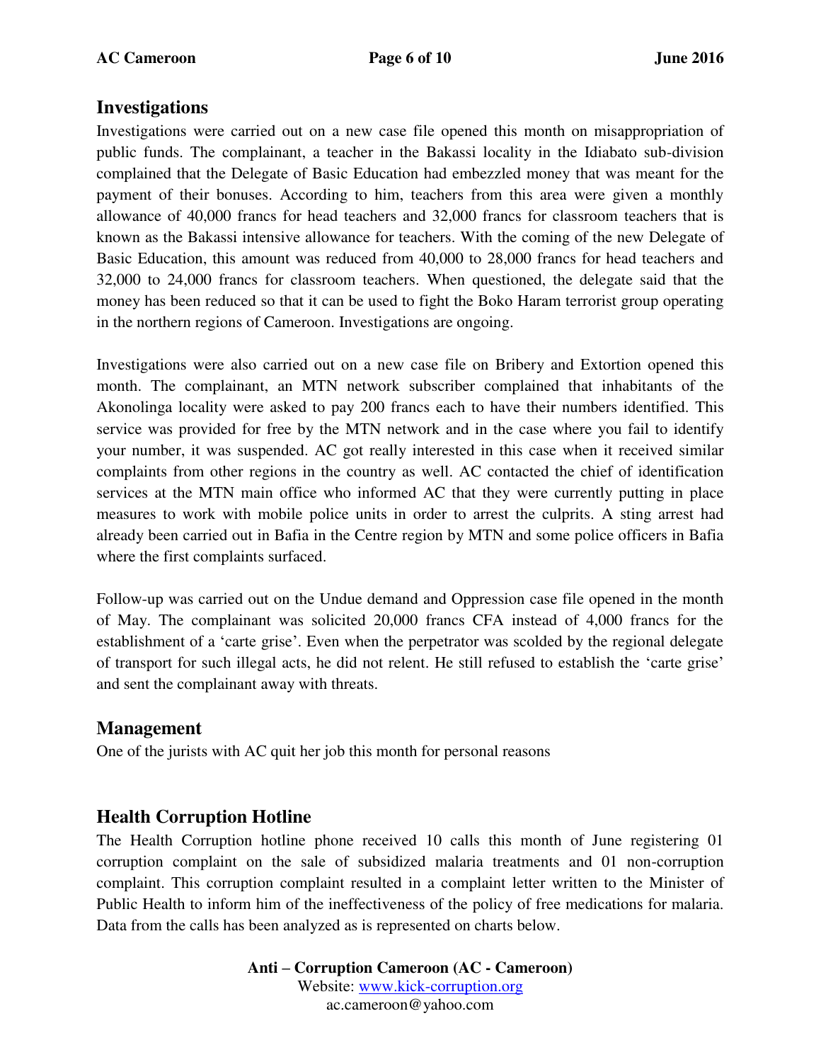## Investigations

Investigations were carried out on a new case file opened this month on misappropriation of public funds. The complainant, a teacher in the Bakassi locality in the Idiabato sub-division complained that the Delegate of Basic Education had embezzled money that was meant for the payment of their bonuses. According to him, teachers from this area were given a monthly allowance of 40,000 francs for head teachers and 32,000 francs for classroom teachers that is known as the Bakassi intensive allowance for teachers. With the coming of the new Delegate of Basic Education, this amount was reduced from 40,000 to 28,000 francs for head teachers and 32,000 to 24,000 francs for classroom teachers. When questioned, the delegate said that the money has been reduced so that it can be used to fight the Boko Haram terrorist group operating in the northern regions of Cameroon. Investigations are ongoing.

Investigations were also carried out on a new case file on Bribery and Extortion opened this month. The complainant, an MTN network subscriber complained that inhabitants of the Akonolinga locality were asked to pay 200 francs each to have their numbers identified. This service was provided for free by the MTN network and in the case where you fail to identify your number, it was suspended. AC got really interested in this case when it received similar complaints from other regions in the country as well. AC contacted the chief of identification services at the MTN main office who informed AC that they were currently putting in place measures to work with mobile police units in order to arrest the culprits. A sting arrest had already been carried out in Bafia in the Centre region by MTN and some police officers in Bafia where the first complaints surfaced.

Follow-up was carried out on the Undue demand and Oppression case file opened in the month of May. The complainant was solicited 20,000 francs CFA instead of 4,000 francs for the establishment of a 'carte grise'. Even when the perpetrator was scolded by the regional delegate of transport for such illegal acts, he did not relent. He still refused to establish the 'carte grise' and sent the complainant away with threats.

## Management

One of the jurists with AC quit her job this month for personal reasons

## Health Corruption Hotline

The Health Corruption hotline phone received 10 calls this month of June registering 01 corruption complaint on the sale of subsidized malaria treatments and 01 non-corruption complaint. This corruption complaint resulted in a complaint letter written to the Minister of Public Health to inform him of the ineffectiveness of the policy of free medications for malaria. Data from the calls has been analyzed as is represented on charts below.

**Anti – Corruption Cameroon (AC - Cameroon)**
Website: www.kick-corruption.org
ac.cameroon@yahoo.com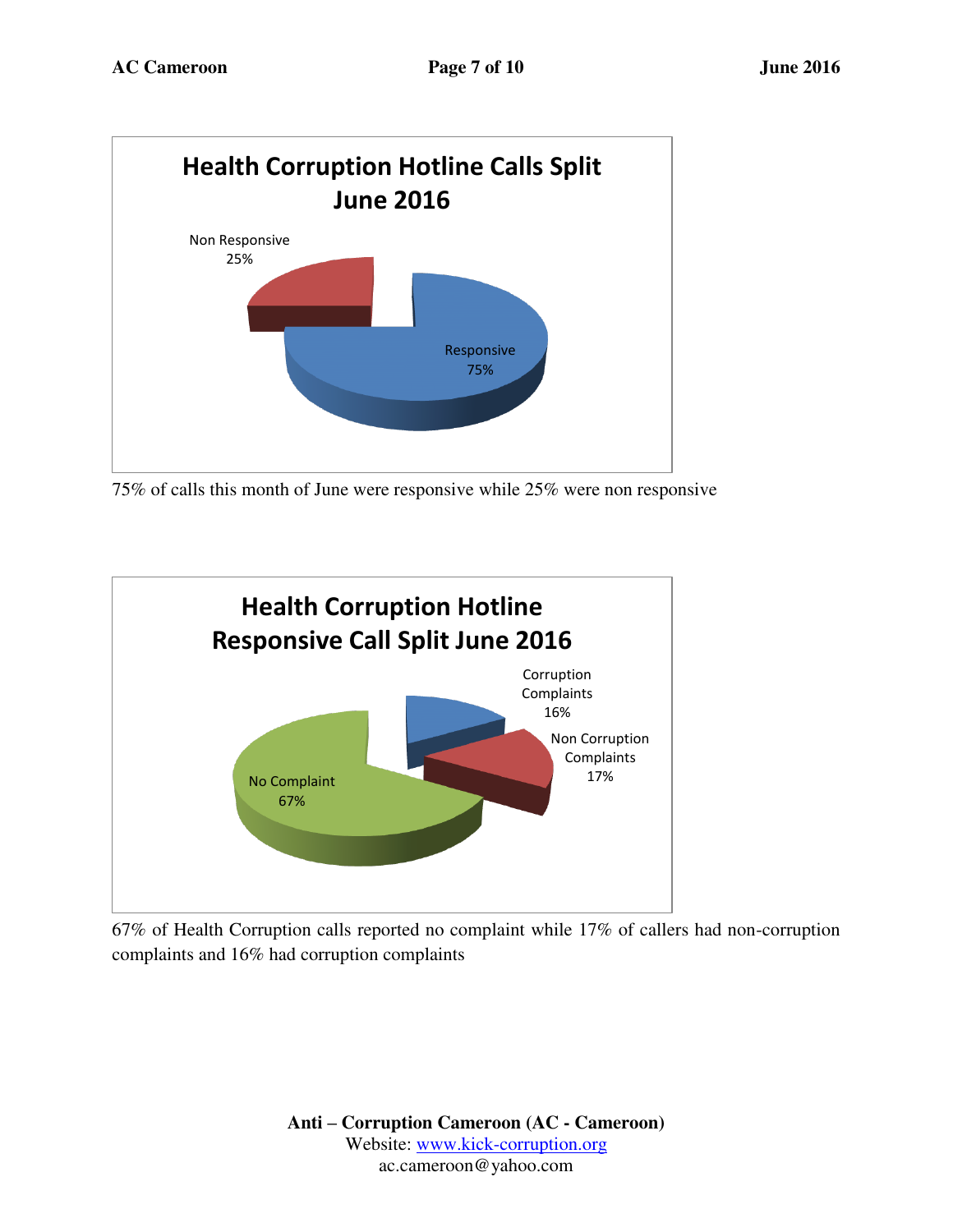**Health Corruption Hotline Calls Split June 2016**

Non Responsive 25%

Responsive 75%

75% of calls this month of June were responsive while 25% were non responsive

**Health Corruption Hotline Responsive Call Split June 2016**

Corruption Complaints 16%

Non Corruption Complaints 17%

No Complaint 67%

67% of Health Corruption calls reported no complaint while 17% of callers had non-corruption complaints and 16% had corruption complaints

**Anti – Corruption Cameroon (AC - Cameroon)**
Website: www.kick-corruption.org
ac.cameroon@yahoo.com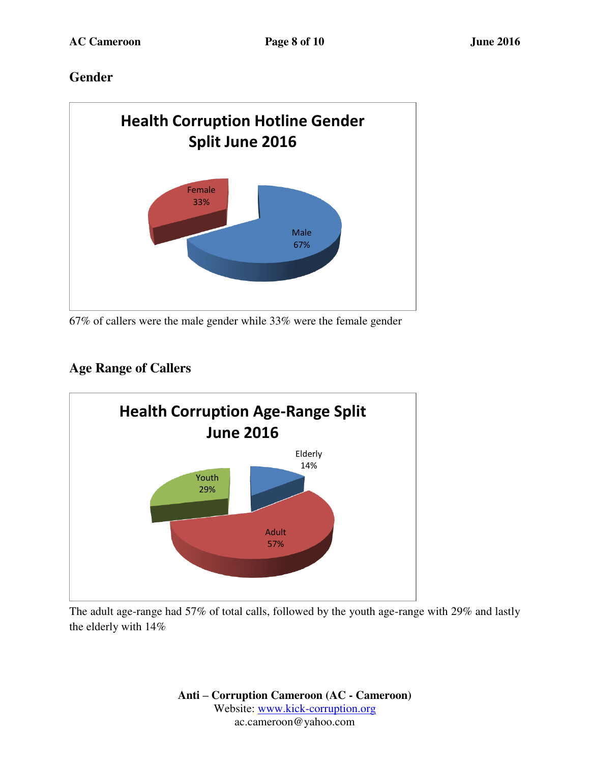## Gender

**Health Corruption Hotline Gender Split June 2016**

Female 33%

Male 67%

67% of callers were the male gender while 33% were the female gender

## Age Range of Callers

**Health Corruption Age-Range Split June 2016**

Elderly 14%

Youth 29%

Adult 57%

The adult age-range had 57% of total calls, followed by the youth age-range with 29% and lastly the elderly with 14%

**Anti – Corruption Cameroon (AC - Cameroon)**
Website: www.kick-corruption.org
ac.cameroon@yahoo.com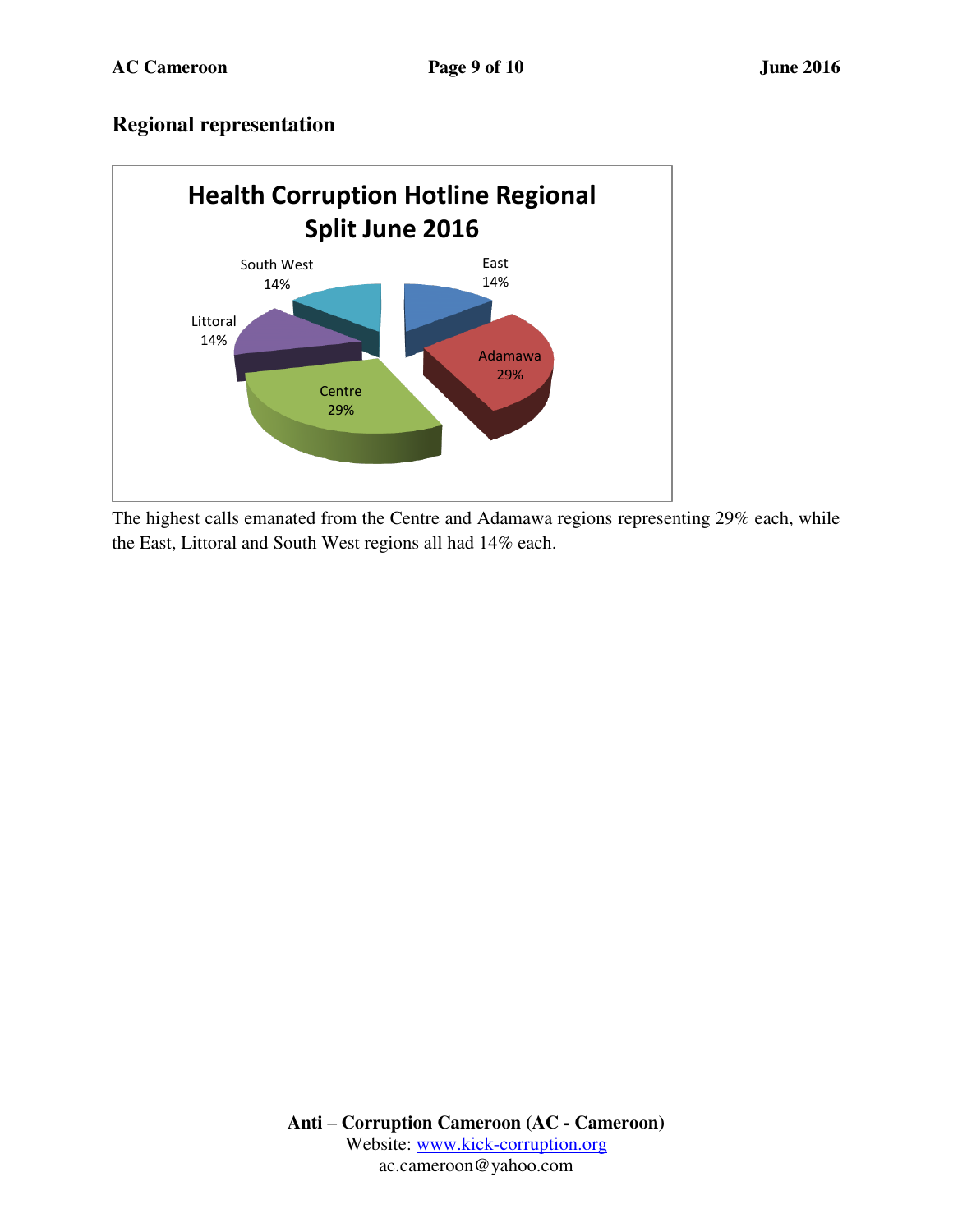## Regional representation

**Health Corruption Hotline Regional Split June 2016**

| Region | Percentage |
|---|---|
| East | 14% |
| Adamawa | 29% |
| Centre | 29% |
| Littoral | 14% |
| South West | 14% |

The highest calls emanated from the Centre and Adamawa regions representing 29% each, while the East, Littoral and South West regions all had 14% each.

**Anti – Corruption Cameroon (AC - Cameroon)**
Website: www.kick-corruption.org
ac.cameroon@yahoo.com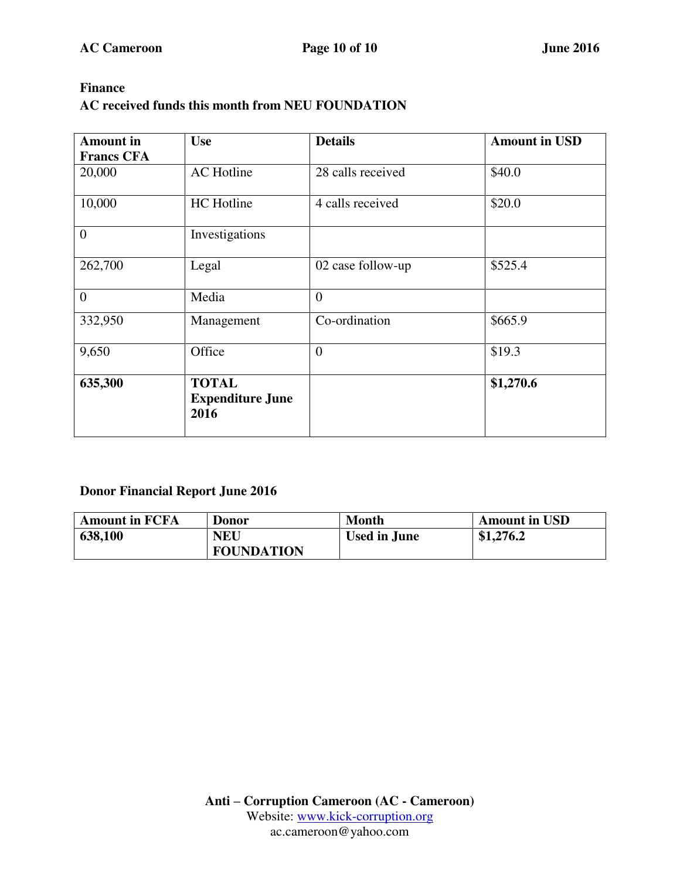**Finance**

**AC received funds this month from NEU FOUNDATION**

| Amount in Francs CFA | Use | Details | Amount in USD |
|---|---|---|---|
| 20,000 | AC Hotline | 28 calls received | $40.0 |
| 10,000 | HC Hotline | 4 calls received | $20.0 |
| 0 | Investigations | | |
| 262,700 | Legal | 02 case follow-up | $525.4 |
| 0 | Media | 0 | |
| 332,950 | Management | Co-ordination | $665.9 |
| 9,650 | Office | 0 | $19.3 |
| **635,300** | **TOTAL Expenditure June 2016** | | **$1,270.6** |

**Donor Financial Report June 2016**

| Amount in FCFA | Donor | Month | Amount in USD |
|---|---|---|---|
| **638,100** | **NEU FOUNDATION** | **Used in June** | **$1,276.2** |

**Anti – Corruption Cameroon (AC - Cameroon)**
Website: [www.kick-corruption.org](http://www.kick-corruption.org)
ac.cameroon@yahoo.com